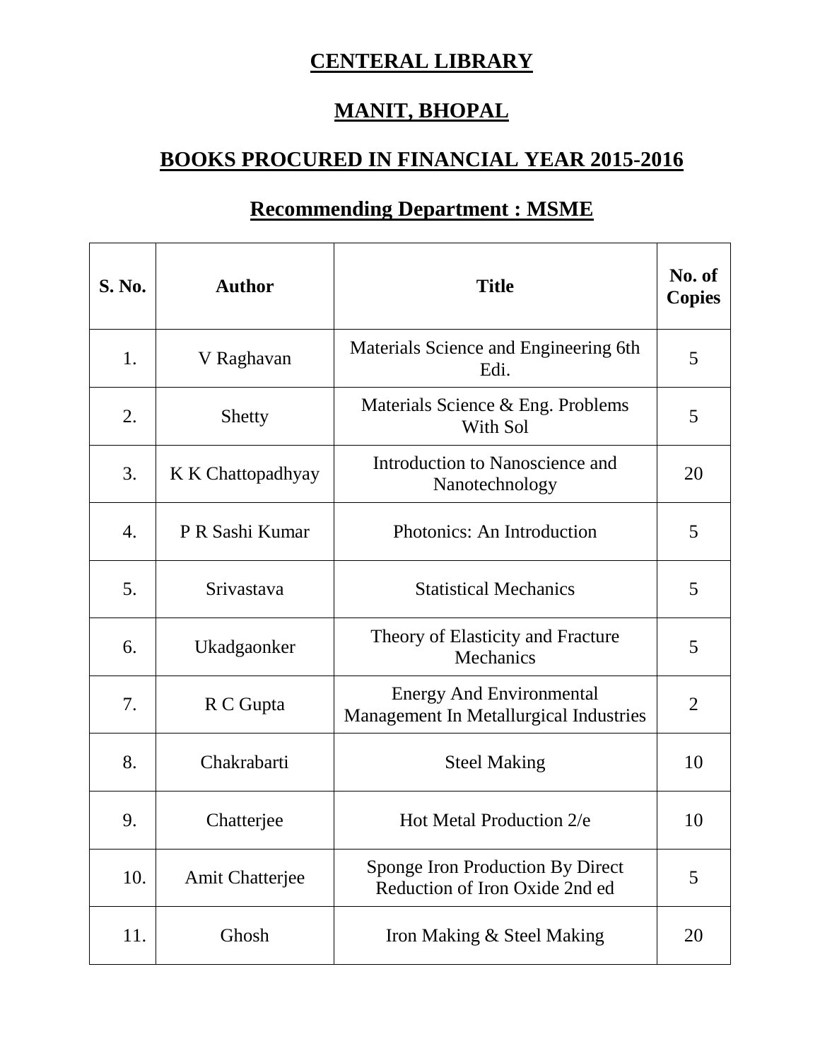# CENTERAL LIBRARY

# MANIT, BHOPAL

## BOOKS PROCURED IN FINANCIAL YEAR 2015-2016

### Recommending Department : MSME

| S. No. | Author | Title | No. of Copies |
|---|---|---|---|
| 1. | V Raghavan | Materials Science and Engineering 6th Edi. | 5 |
| 2. | Shetty | Materials Science & Eng. Problems With Sol | 5 |
| 3. | K K Chattopadhyay | Introduction to Nanoscience and Nanotechnology | 20 |
| 4. | P R Sashi Kumar | Photonics: An Introduction | 5 |
| 5. | Srivastava | Statistical Mechanics | 5 |
| 6. | Ukadgaonker | Theory of Elasticity and Fracture Mechanics | 5 |
| 7. | R C Gupta | Energy And Environmental Management In Metallurgical Industries | 2 |
| 8. | Chakrabarti | Steel Making | 10 |
| 9. | Chatterjee | Hot Metal Production 2/e | 10 |
| 10. | Amit Chatterjee | Sponge Iron Production By Direct Reduction of Iron Oxide 2nd ed | 5 |
| 11. | Ghosh | Iron Making & Steel Making | 20 |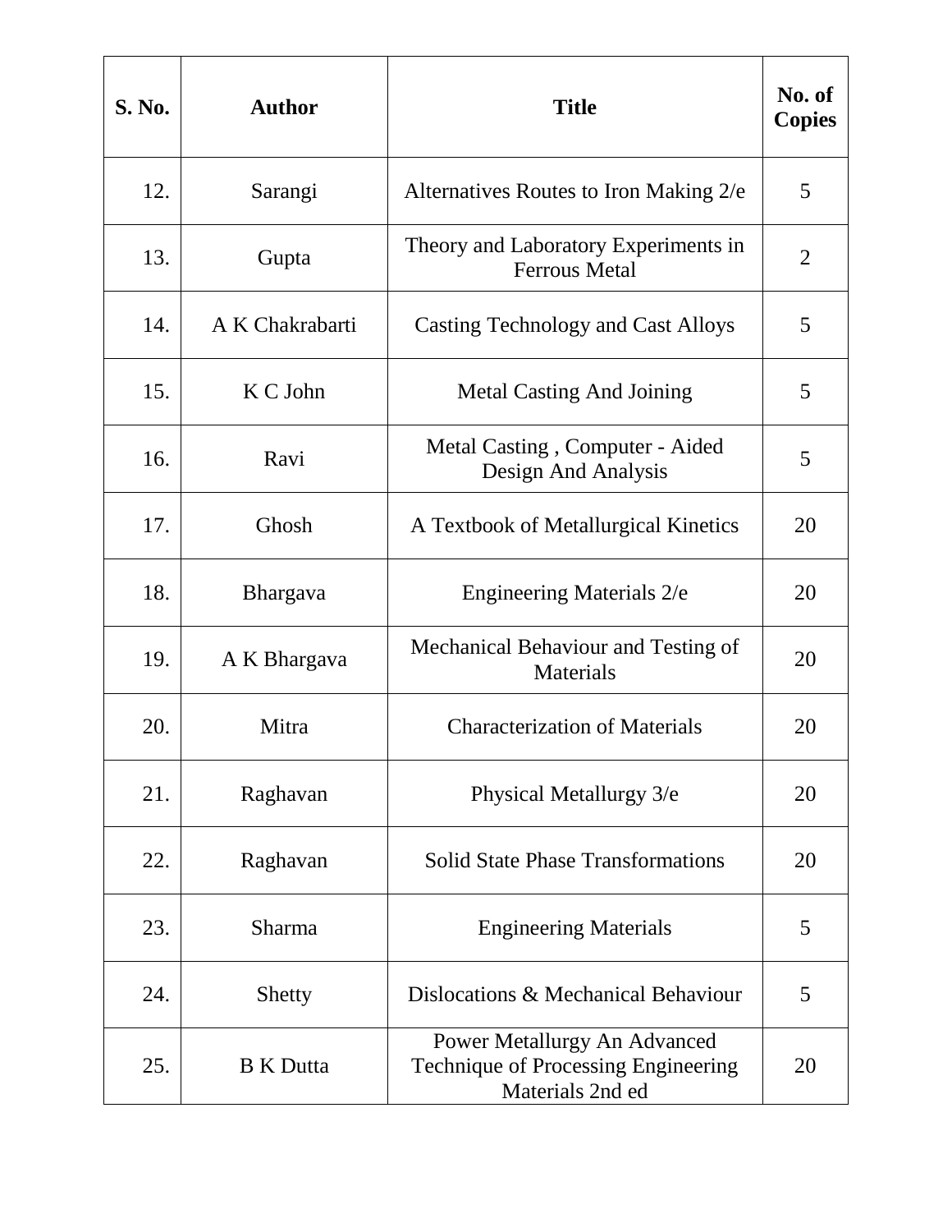| S. No. | Author | Title | No. of Copies |
|---|---|---|---|
| 12. | Sarangi | Alternatives Routes to Iron Making 2/e | 5 |
| 13. | Gupta | Theory and Laboratory Experiments in Ferrous Metal | 2 |
| 14. | A K Chakrabarti | Casting Technology and Cast Alloys | 5 |
| 15. | K C John | Metal Casting And Joining | 5 |
| 16. | Ravi | Metal Casting , Computer - Aided Design And Analysis | 5 |
| 17. | Ghosh | A Textbook of Metallurgical Kinetics | 20 |
| 18. | Bhargava | Engineering Materials 2/e | 20 |
| 19. | A K Bhargava | Mechanical Behaviour and Testing of Materials | 20 |
| 20. | Mitra | Characterization of Materials | 20 |
| 21. | Raghavan | Physical Metallurgy 3/e | 20 |
| 22. | Raghavan | Solid State Phase Transformations | 20 |
| 23. | Sharma | Engineering Materials | 5 |
| 24. | Shetty | Dislocations & Mechanical Behaviour | 5 |
| 25. | B K Dutta | Power Metallurgy An Advanced Technique of Processing Engineering Materials 2nd ed | 20 |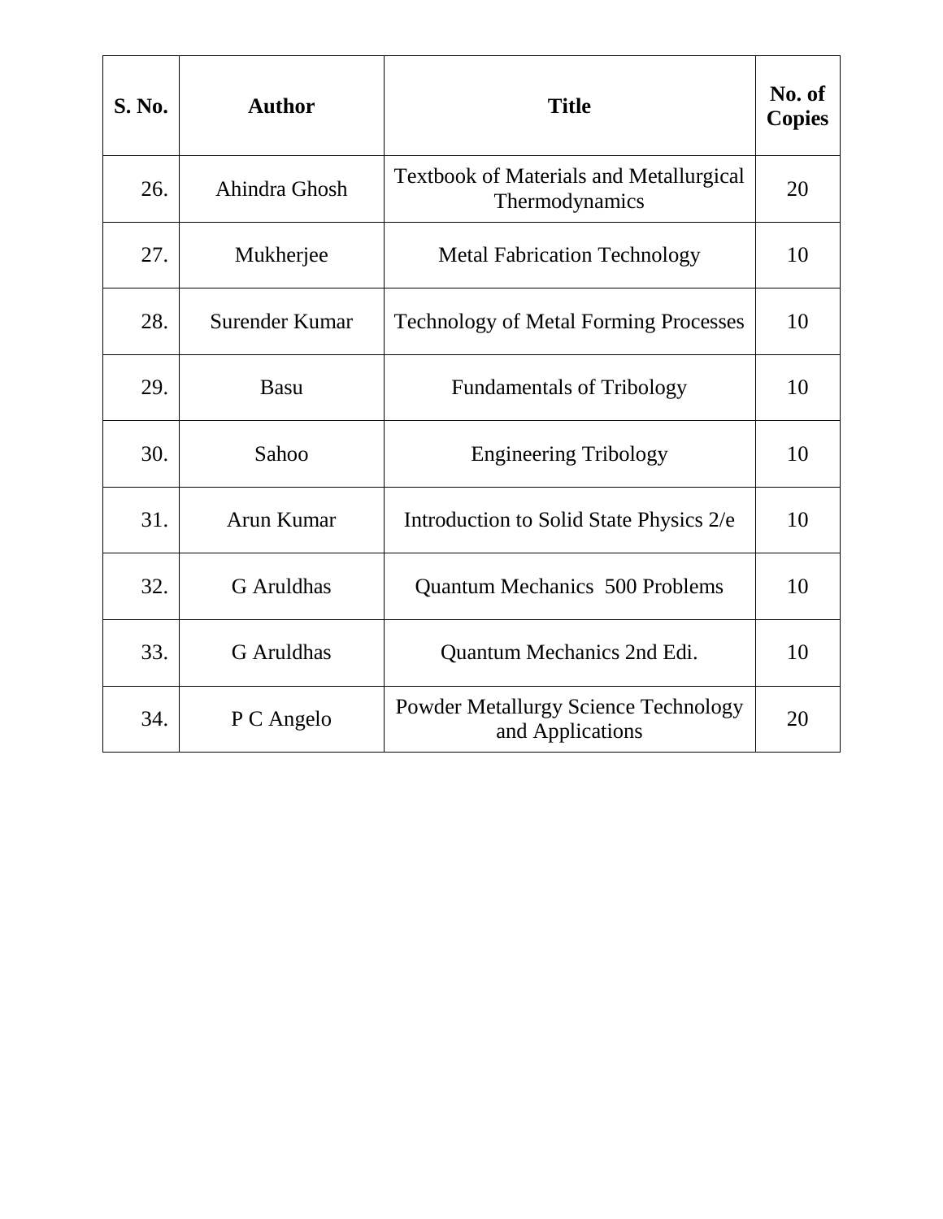| S. No. | Author | Title | No. of Copies |
|---|---|---|---|
| 26. | Ahindra Ghosh | Textbook of Materials and Metallurgical Thermodynamics | 20 |
| 27. | Mukherjee | Metal Fabrication Technology | 10 |
| 28. | Surender Kumar | Technology of Metal Forming Processes | 10 |
| 29. | Basu | Fundamentals of Tribology | 10 |
| 30. | Sahoo | Engineering Tribology | 10 |
| 31. | Arun Kumar | Introduction to Solid State Physics 2/e | 10 |
| 32. | G Aruldhas | Quantum Mechanics 500 Problems | 10 |
| 33. | G Aruldhas | Quantum Mechanics 2nd Edi. | 10 |
| 34. | P C Angelo | Powder Metallurgy Science Technology and Applications | 20 |